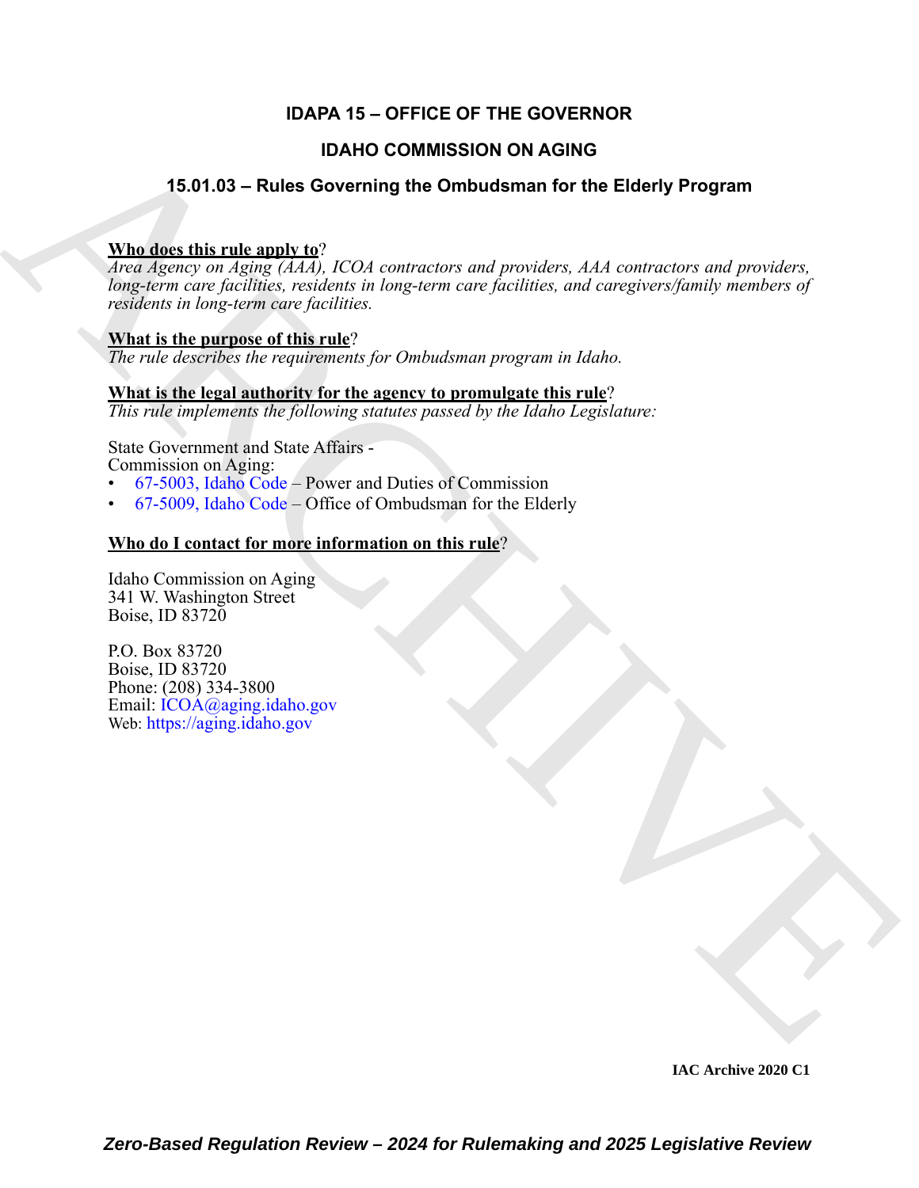# IDAPA 15 – OFFICE OF THE GOVERNOR

## IDAHO COMMISSION ON AGING

## 15.01.03 – Rules Governing the Ombudsman for the Elderly Program

**Who does this rule apply to**?
*Area Agency on Aging (AAA), ICOA contractors and providers, AAA contractors and providers, long-term care facilities, residents in long-term care facilities, and caregivers/family members of residents in long-term care facilities.*

**What is the purpose of this rule**?
*The rule describes the requirements for Ombudsman program in Idaho.*

**What is the legal authority for the agency to promulgate this rule**?
*This rule implements the following statutes passed by the Idaho Legislature:*

State Government and State Affairs -
Commission on Aging:
- 67-5003, Idaho Code – Power and Duties of Commission
- 67-5009, Idaho Code – Office of Ombudsman for the Elderly

**Who do I contact for more information on this rule**?

Idaho Commission on Aging
341 W. Washington Street
Boise, ID 83720

P.O. Box 83720
Boise, ID 83720
Phone: (208) 334-3800
Email: ICOA@aging.idaho.gov
Web: https://aging.idaho.gov

IAC Archive 2020 C1

*Zero-Based Regulation Review – 2024 for Rulemaking and 2025 Legislative Review*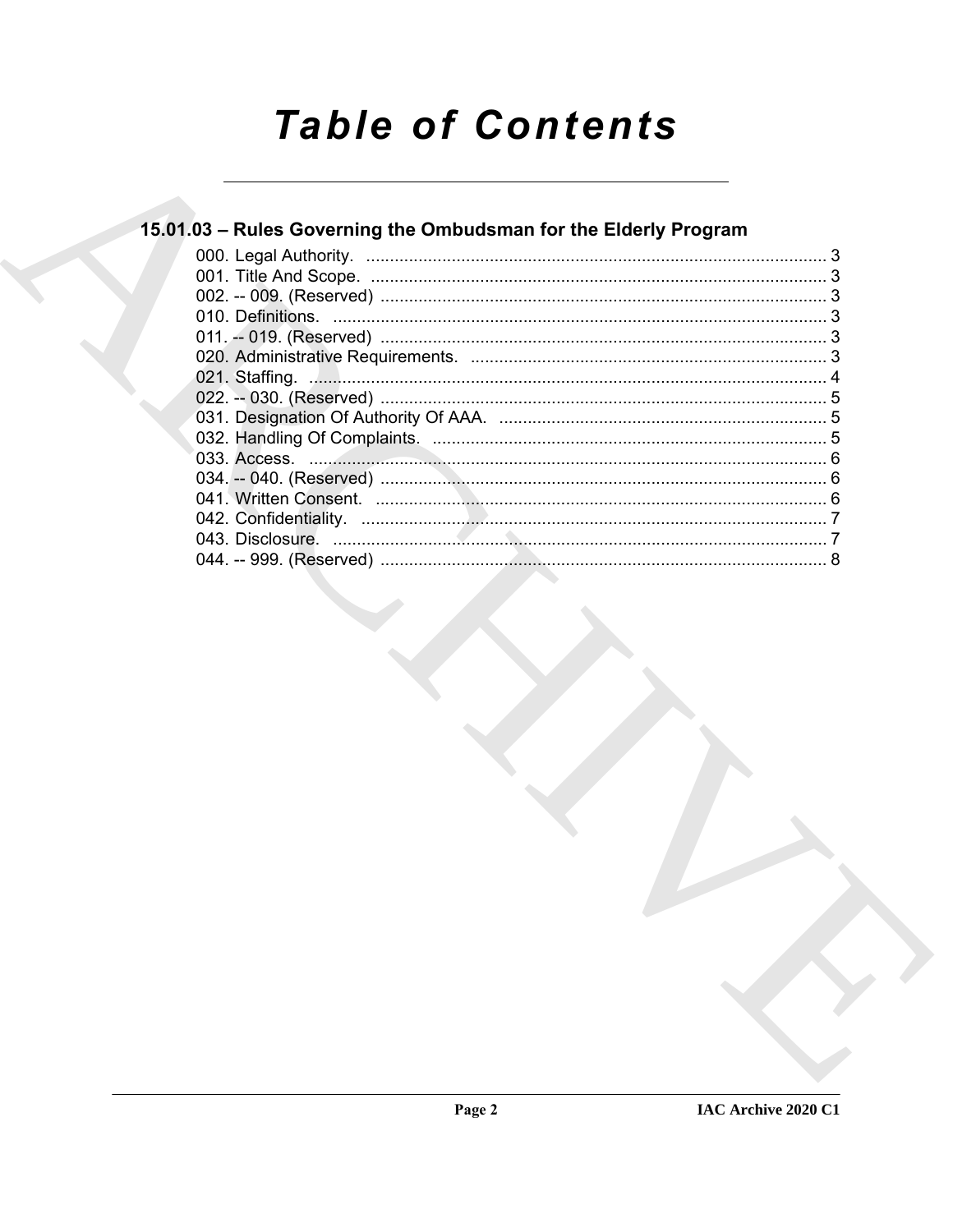# Table of Contents

## 15.01.03 – Rules Governing the Ombudsman for the Elderly Program

000. Legal Authority. .......... 3
001. Title And Scope. .......... 3
002. -- 009. (Reserved) .......... 3
010. Definitions. .......... 3
011. -- 019. (Reserved) .......... 3
020. Administrative Requirements. .......... 3
021. Staffing. .......... 4
022. -- 030. (Reserved) .......... 5
031. Designation Of Authority Of AAA. .......... 5
032. Handling Of Complaints. .......... 5
033. Access. .......... 6
034. -- 040. (Reserved) .......... 6
041. Written Consent. .......... 6
042. Confidentiality. .......... 7
043. Disclosure. .......... 7
044. -- 999. (Reserved) .......... 8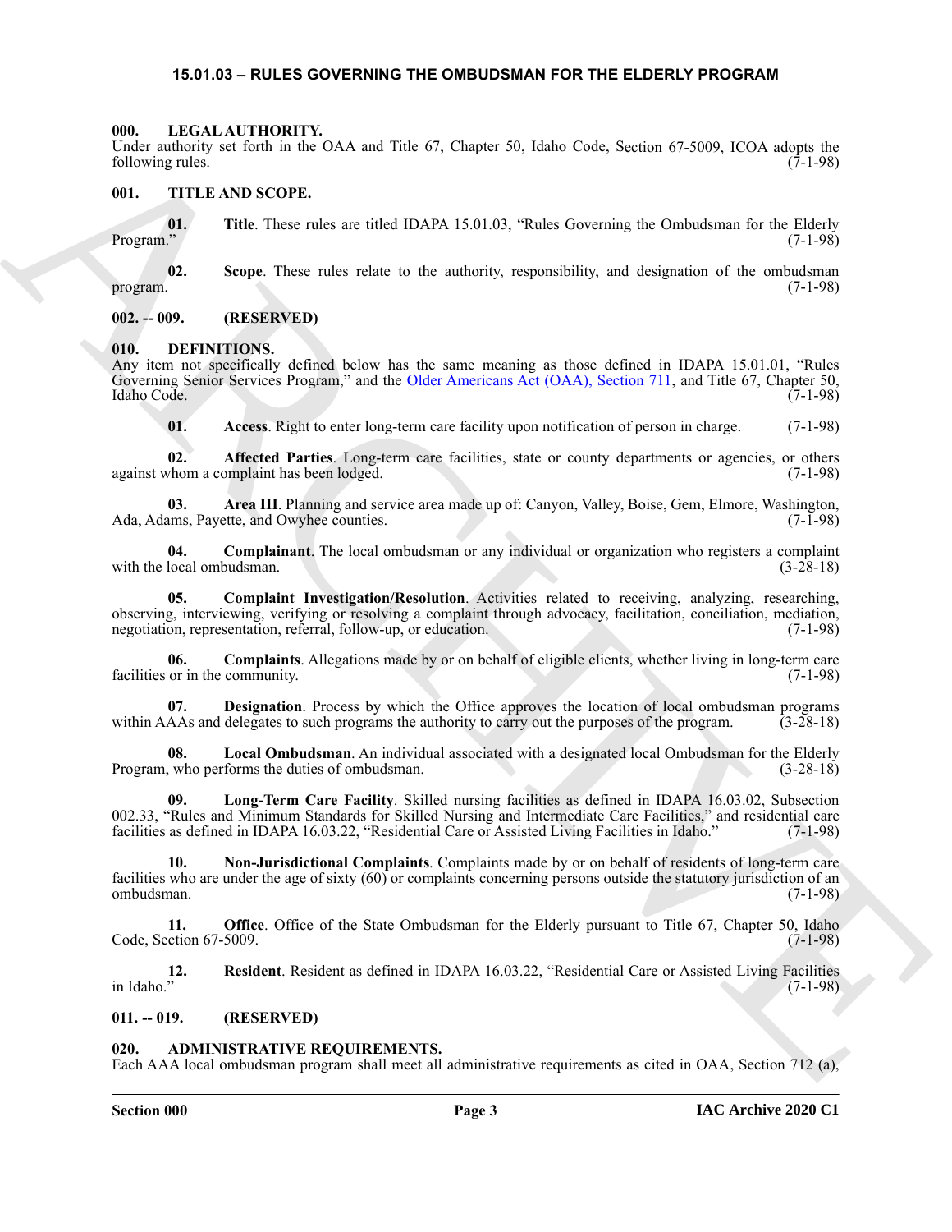## 15.01.03 – RULES GOVERNING THE OMBUDSMAN FOR THE ELDERLY PROGRAM

### 000. LEGAL AUTHORITY.

Under authority set forth in the OAA and Title 67, Chapter 50, Idaho Code, Section 67-5009, ICOA adopts the following rules. (7-1-98)

### 001. TITLE AND SCOPE.

**01. Title**. These rules are titled IDAPA 15.01.03, "Rules Governing the Ombudsman for the Elderly Program." (7-1-98)

**02. Scope**. These rules relate to the authority, responsibility, and designation of the ombudsman program. (7-1-98)

### 002. -- 009. (RESERVED)

### 010. DEFINITIONS.

Any item not specifically defined below has the same meaning as those defined in IDAPA 15.01.01, "Rules Governing Senior Services Program," and the Older Americans Act (OAA), Section 711, and Title 67, Chapter 50, Idaho Code. (7-1-98)

**01. Access**. Right to enter long-term care facility upon notification of person in charge. (7-1-98)

**02. Affected Parties**. Long-term care facilities, state or county departments or agencies, or others against whom a complaint has been lodged. (7-1-98)

**03. Area III**. Planning and service area made up of: Canyon, Valley, Boise, Gem, Elmore, Washington, Ada, Adams, Payette, and Owyhee counties. (7-1-98)

**04. Complainant**. The local ombudsman or any individual or organization who registers a complaint with the local ombudsman. (3-28-18)

**05. Complaint Investigation/Resolution**. Activities related to receiving, analyzing, researching, observing, interviewing, verifying or resolving a complaint through advocacy, facilitation, conciliation, mediation, negotiation, representation, referral, follow-up, or education. (7-1-98)

**06. Complaints**. Allegations made by or on behalf of eligible clients, whether living in long-term care facilities or in the community. (7-1-98)

**07. Designation**. Process by which the Office approves the location of local ombudsman programs within AAAs and delegates to such programs the authority to carry out the purposes of the program. (3-28-18)

**08. Local Ombudsman**. An individual associated with a designated local Ombudsman for the Elderly Program, who performs the duties of ombudsman. (3-28-18)

**09. Long-Term Care Facility**. Skilled nursing facilities as defined in IDAPA 16.03.02, Subsection 002.33, "Rules and Minimum Standards for Skilled Nursing and Intermediate Care Facilities," and residential care facilities as defined in IDAPA 16.03.22, "Residential Care or Assisted Living Facilities in Idaho." (7-1-98)

**10. Non-Jurisdictional Complaints**. Complaints made by or on behalf of residents of long-term care facilities who are under the age of sixty (60) or complaints concerning persons outside the statutory jurisdiction of an ombudsman. (7-1-98)

**11. Office**. Office of the State Ombudsman for the Elderly pursuant to Title 67, Chapter 50, Idaho Code, Section 67-5009. (7-1-98)

**12. Resident**. Resident as defined in IDAPA 16.03.22, "Residential Care or Assisted Living Facilities in Idaho." (7-1-98)

### 011. -- 019. (RESERVED)

### 020. ADMINISTRATIVE REQUIREMENTS.

Each AAA local ombudsman program shall meet all administrative requirements as cited in OAA, Section 712 (a),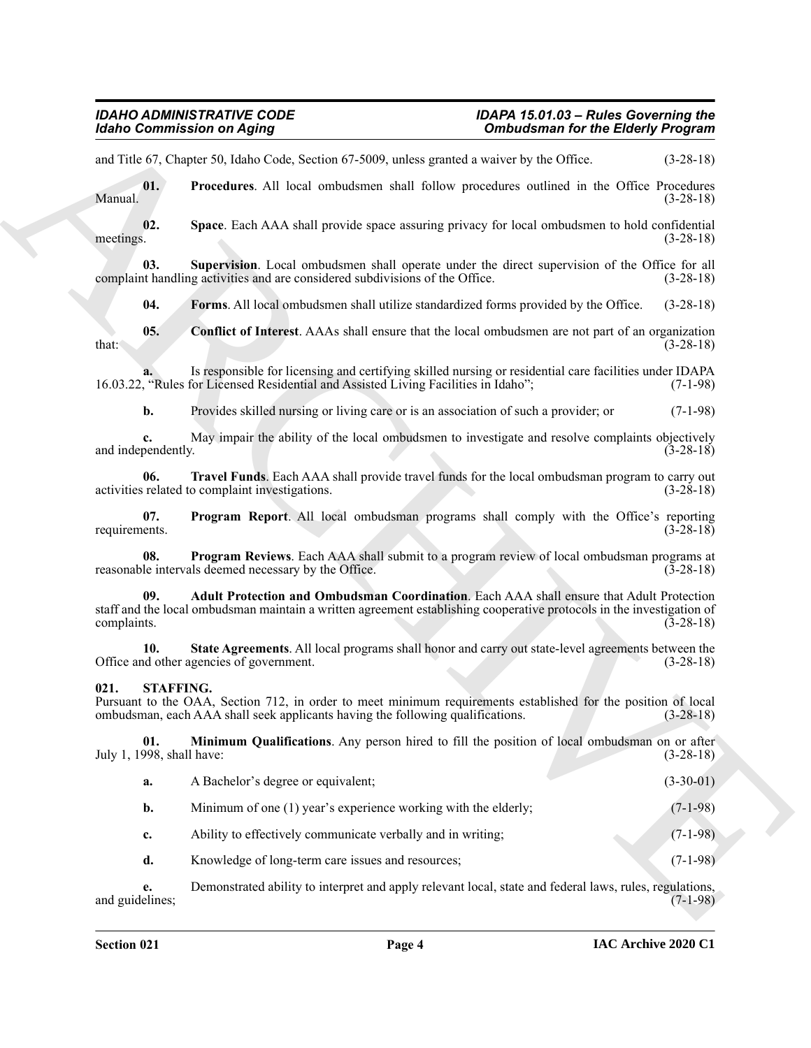and Title 67, Chapter 50, Idaho Code, Section 67-5009, unless granted a waiver by the Office. (3-28-18)

**01. Procedures**. All local ombudsmen shall follow procedures outlined in the Office Procedures Manual. (3-28-18)

**02. Space**. Each AAA shall provide space assuring privacy for local ombudsmen to hold confidential meetings. (3-28-18)

**03. Supervision**. Local ombudsmen shall operate under the direct supervision of the Office for all complaint handling activities and are considered subdivisions of the Office. (3-28-18)

**04. Forms**. All local ombudsmen shall utilize standardized forms provided by the Office. (3-28-18)

**05. Conflict of Interest**. AAAs shall ensure that the local ombudsmen are not part of an organization that: (3-28-18)

**a.** Is responsible for licensing and certifying skilled nursing or residential care facilities under IDAPA 16.03.22, "Rules for Licensed Residential and Assisted Living Facilities in Idaho"; (7-1-98)

**b.** Provides skilled nursing or living care or is an association of such a provider; or (7-1-98)

**c.** May impair the ability of the local ombudsmen to investigate and resolve complaints objectively and independently. (3-28-18)

**06. Travel Funds**. Each AAA shall provide travel funds for the local ombudsman program to carry out activities related to complaint investigations. (3-28-18)

**07. Program Report**. All local ombudsman programs shall comply with the Office's reporting requirements. (3-28-18)

**08. Program Reviews**. Each AAA shall submit to a program review of local ombudsman programs at reasonable intervals deemed necessary by the Office. (3-28-18)

**09. Adult Protection and Ombudsman Coordination**. Each AAA shall ensure that Adult Protection staff and the local ombudsman maintain a written agreement establishing cooperative protocols in the investigation of complaints. (3-28-18)

**10. State Agreements**. All local programs shall honor and carry out state-level agreements between the Office and other agencies of government. (3-28-18)

## 021. STAFFING.

Pursuant to the OAA, Section 712, in order to meet minimum requirements established for the position of local ombudsman, each AAA shall seek applicants having the following qualifications. (3-28-18)

**01. Minimum Qualifications**. Any person hired to fill the position of local ombudsman on or after July 1, 1998, shall have: (3-28-18)

**a.** A Bachelor's degree or equivalent; (3-30-01)

**b.** Minimum of one (1) year's experience working with the elderly; (7-1-98)

**c.** Ability to effectively communicate verbally and in writing; (7-1-98)

**d.** Knowledge of long-term care issues and resources; (7-1-98)

**e.** Demonstrated ability to interpret and apply relevant local, state and federal laws, rules, regulations, and guidelines; (7-1-98)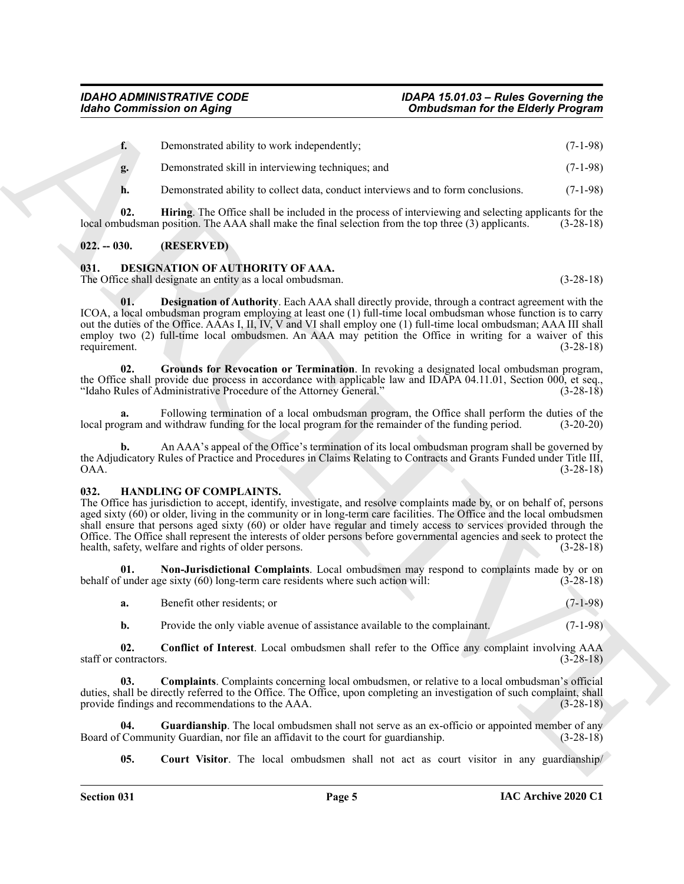**f.** Demonstrated ability to work independently; (7-1-98)

**g.** Demonstrated skill in interviewing techniques; and (7-1-98)

**h.** Demonstrated ability to collect data, conduct interviews and to form conclusions. (7-1-98)

**02. Hiring**. The Office shall be included in the process of interviewing and selecting applicants for the local ombudsman position. The AAA shall make the final selection from the top three (3) applicants. (3-28-18)

## 022. -- 030. (RESERVED)

## 031. DESIGNATION OF AUTHORITY OF AAA.

The Office shall designate an entity as a local ombudsman. (3-28-18)

**01. Designation of Authority**. Each AAA shall directly provide, through a contract agreement with the ICOA, a local ombudsman program employing at least one (1) full-time local ombudsman whose function is to carry out the duties of the Office. AAAs I, II, IV, V and VI shall employ one (1) full-time local ombudsman; AAA III shall employ two (2) full-time local ombudsmen. An AAA may petition the Office in writing for a waiver of this requirement. (3-28-18)

**02. Grounds for Revocation or Termination**. In revoking a designated local ombudsman program, the Office shall provide due process in accordance with applicable law and IDAPA 04.11.01, Section 000, et seq., "Idaho Rules of Administrative Procedure of the Attorney General." (3-28-18)

**a.** Following termination of a local ombudsman program, the Office shall perform the duties of the local program and withdraw funding for the local program for the remainder of the funding period. (3-20-20)

**b.** An AAA's appeal of the Office's termination of its local ombudsman program shall be governed by the Adjudicatory Rules of Practice and Procedures in Claims Relating to Contracts and Grants Funded under Title III, OAA. (3-28-18)

## 032. HANDLING OF COMPLAINTS.

The Office has jurisdiction to accept, identify, investigate, and resolve complaints made by, or on behalf of, persons aged sixty (60) or older, living in the community or in long-term care facilities. The Office and the local ombudsmen shall ensure that persons aged sixty (60) or older have regular and timely access to services provided through the Office. The Office shall represent the interests of older persons before governmental agencies and seek to protect the health, safety, welfare and rights of older persons. (3-28-18)

**01. Non-Jurisdictional Complaints**. Local ombudsmen may respond to complaints made by or on behalf of under age sixty (60) long-term care residents where such action will: (3-28-18)

**a.** Benefit other residents; or (7-1-98)

**b.** Provide the only viable avenue of assistance available to the complainant. (7-1-98)

**02. Conflict of Interest**. Local ombudsmen shall refer to the Office any complaint involving AAA staff or contractors. (3-28-18)

**03. Complaints**. Complaints concerning local ombudsmen, or relative to a local ombudsman's official duties, shall be directly referred to the Office. The Office, upon completing an investigation of such complaint, shall provide findings and recommendations to the AAA. (3-28-18)

**04. Guardianship**. The local ombudsmen shall not serve as an ex-officio or appointed member of any Board of Community Guardian, nor file an affidavit to the court for guardianship. (3-28-18)

**05. Court Visitor**. The local ombudsmen shall not act as court visitor in any guardianship/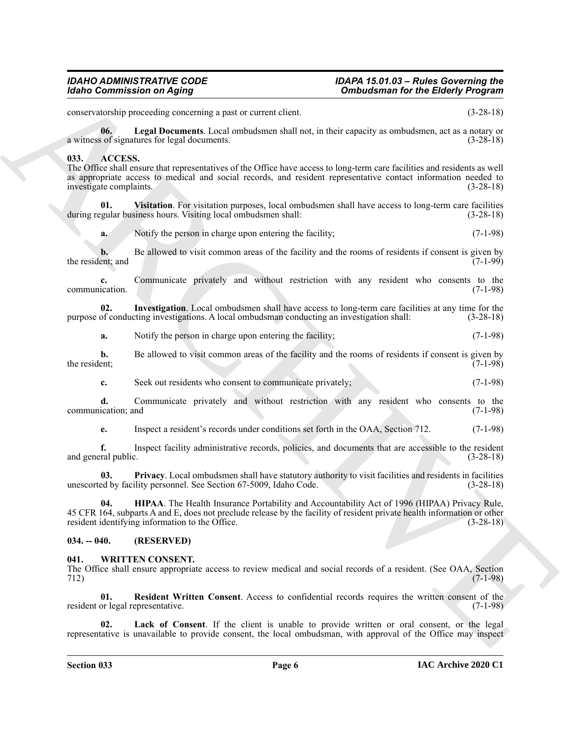conservatorship proceeding concerning a past or current client. (3-28-18)

**06. Legal Documents**. Local ombudsmen shall not, in their capacity as ombudsmen, act as a notary or a witness of signatures for legal documents. (3-28-18)

**033. ACCESS.**

The Office shall ensure that representatives of the Office have access to long-term care facilities and residents as well as appropriate access to medical and social records, and resident representative contact information needed to investigate complaints. (3-28-18)

**01. Visitation**. For visitation purposes, local ombudsmen shall have access to long-term care facilities during regular business hours. Visiting local ombudsmen shall: (3-28-18)

**a.** Notify the person in charge upon entering the facility; (7-1-98)

**b.** Be allowed to visit common areas of the facility and the rooms of residents if consent is given by the resident; and (7-1-99)

**c.** Communicate privately and without restriction with any resident who consents to the communication. (7-1-98)

**02. Investigation**. Local ombudsmen shall have access to long-term care facilities at any time for the purpose of conducting investigations. A local ombudsman conducting an investigation shall: (3-28-18)

**a.** Notify the person in charge upon entering the facility; (7-1-98)

**b.** Be allowed to visit common areas of the facility and the rooms of residents if consent is given by the resident; (7-1-98)

**c.** Seek out residents who consent to communicate privately; (7-1-98)

**d.** Communicate privately and without restriction with any resident who consents to the communication; and (7-1-98)

**e.** Inspect a resident's records under conditions set forth in the OAA, Section 712. (7-1-98)

**f.** Inspect facility administrative records, policies, and documents that are accessible to the resident and general public. (3-28-18)

**03. Privacy**. Local ombudsmen shall have statutory authority to visit facilities and residents in facilities unescorted by facility personnel. See Section 67-5009, Idaho Code. (3-28-18)

**04. HIPAA**. The Health Insurance Portability and Accountability Act of 1996 (HIPAA) Privacy Rule, 45 CFR 164, subparts A and E, does not preclude release by the facility of resident private health information or other resident identifying information to the Office. (3-28-18)

**034. -- 040. (RESERVED)**

**041. WRITTEN CONSENT.**

The Office shall ensure appropriate access to review medical and social records of a resident. (See OAA, Section 712) (7-1-98)

**01. Resident Written Consent**. Access to confidential records requires the written consent of the resident or legal representative. (7-1-98)

**02. Lack of Consent**. If the client is unable to provide written or oral consent, or the legal representative is unavailable to provide consent, the local ombudsman, with approval of the Office may inspect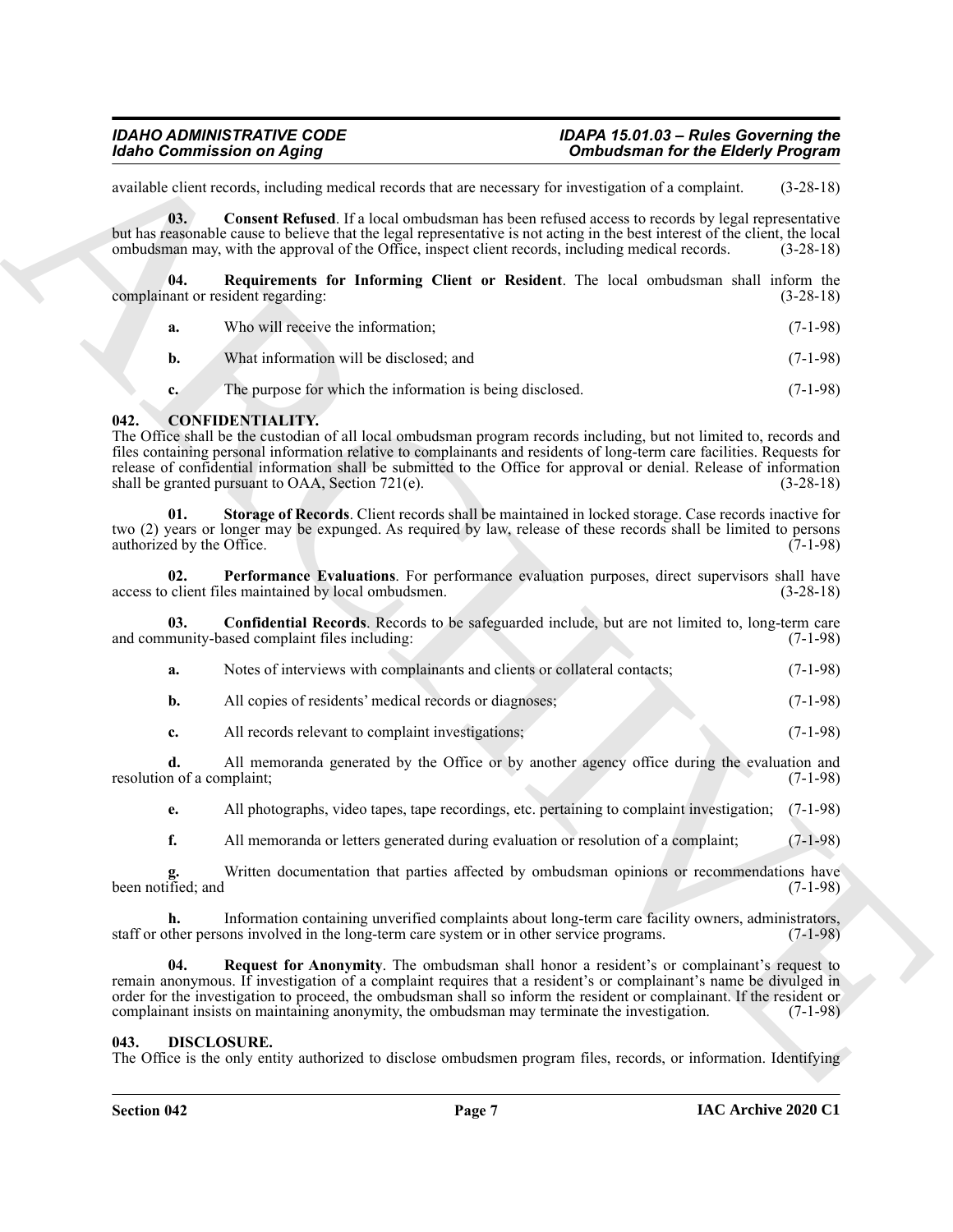available client records, including medical records that are necessary for investigation of a complaint. (3-28-18)

**03. Consent Refused**. If a local ombudsman has been refused access to records by legal representative but has reasonable cause to believe that the legal representative is not acting in the best interest of the client, the local ombudsman may, with the approval of the Office, inspect client records, including medical records. (3-28-18)

**04. Requirements for Informing Client or Resident**. The local ombudsman shall inform the complainant or resident regarding: (3-28-18)

**a.** Who will receive the information; (7-1-98)

**b.** What information will be disclosed; and (7-1-98)

**c.** The purpose for which the information is being disclosed. (7-1-98)

## 042. CONFIDENTIALITY.

The Office shall be the custodian of all local ombudsman program records including, but not limited to, records and files containing personal information relative to complainants and residents of long-term care facilities. Requests for release of confidential information shall be submitted to the Office for approval or denial. Release of information shall be granted pursuant to OAA, Section 721(e). (3-28-18)

**01. Storage of Records**. Client records shall be maintained in locked storage. Case records inactive for two (2) years or longer may be expunged. As required by law, release of these records shall be limited to persons authorized by the Office. (7-1-98)

**02. Performance Evaluations**. For performance evaluation purposes, direct supervisors shall have access to client files maintained by local ombudsmen. (3-28-18)

**03. Confidential Records**. Records to be safeguarded include, but are not limited to, long-term care and community-based complaint files including: (7-1-98)

**a.** Notes of interviews with complainants and clients or collateral contacts; (7-1-98)

**b.** All copies of residents' medical records or diagnoses; (7-1-98)

**c.** All records relevant to complaint investigations; (7-1-98)

**d.** All memoranda generated by the Office or by another agency office during the evaluation and resolution of a complaint; (7-1-98)

**e.** All photographs, video tapes, tape recordings, etc. pertaining to complaint investigation; (7-1-98)

**f.** All memoranda or letters generated during evaluation or resolution of a complaint; (7-1-98)

**g.** Written documentation that parties affected by ombudsman opinions or recommendations have been notified; and (7-1-98)

**h.** Information containing unverified complaints about long-term care facility owners, administrators, staff or other persons involved in the long-term care system or in other service programs. (7-1-98)

**04. Request for Anonymity**. The ombudsman shall honor a resident's or complainant's request to remain anonymous. If investigation of a complaint requires that a resident's or complainant's name be divulged in order for the investigation to proceed, the ombudsman shall so inform the resident or complainant. If the resident or complainant insists on maintaining anonymity, the ombudsman may terminate the investigation. (7-1-98)

## 043. DISCLOSURE.

The Office is the only entity authorized to disclose ombudsmen program files, records, or information. Identifying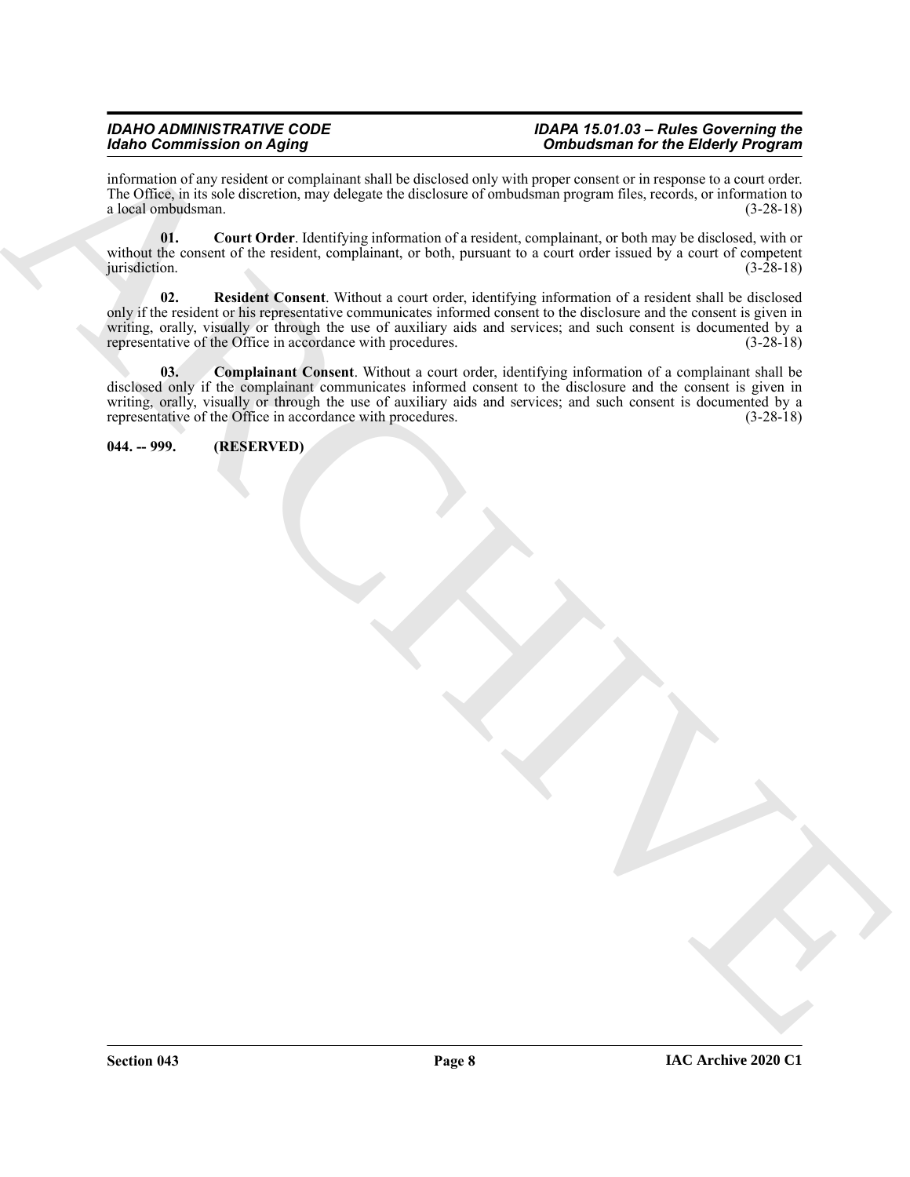information of any resident or complainant shall be disclosed only with proper consent or in response to a court order. The Office, in its sole discretion, may delegate the disclosure of ombudsman program files, records, or information to a local ombudsman. (3-28-18)

**01. Court Order**. Identifying information of a resident, complainant, or both may be disclosed, with or without the consent of the resident, complainant, or both, pursuant to a court order issued by a court of competent jurisdiction. (3-28-18)

**02. Resident Consent**. Without a court order, identifying information of a resident shall be disclosed only if the resident or his representative communicates informed consent to the disclosure and the consent is given in writing, orally, visually or through the use of auxiliary aids and services; and such consent is documented by a representative of the Office in accordance with procedures. (3-28-18)

**03. Complainant Consent**. Without a court order, identifying information of a complainant shall be disclosed only if the complainant communicates informed consent to the disclosure and the consent is given in writing, orally, visually or through the use of auxiliary aids and services; and such consent is documented by a representative of the Office in accordance with procedures. (3-28-18)

**044. -- 999. (RESERVED)**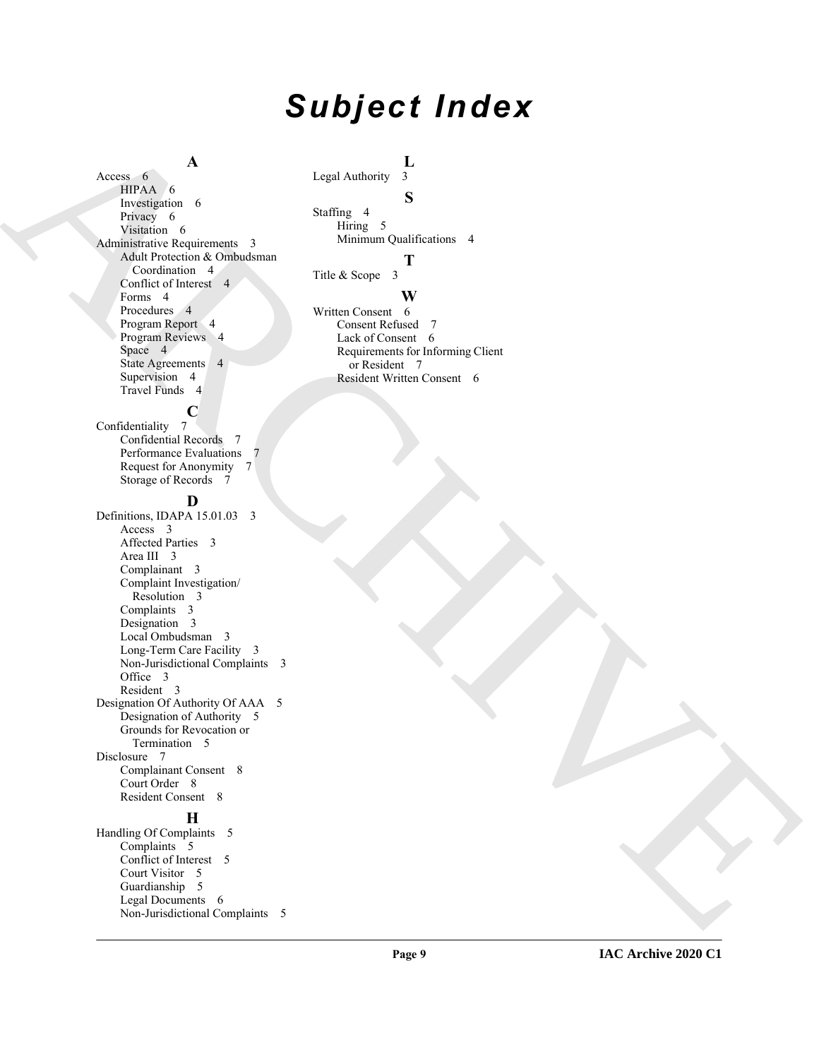# Subject Index

**A**

Access 6
- HIPAA 6
- Investigation 6
- Privacy 6
- Visitation 6

Administrative Requirements 3
- Adult Protection & Ombudsman Coordination 4
- Conflict of Interest 4
- Forms 4
- Procedures 4
- Program Report 4
- Program Reviews 4
- Space 4
- State Agreements 4
- Supervision 4
- Travel Funds 4

**C**

Confidentiality 7
- Confidential Records 7
- Performance Evaluations 7
- Request for Anonymity 7
- Storage of Records 7

**D**

Definitions, IDAPA 15.01.03 3
- Access 3
- Affected Parties 3
- Area III 3
- Complainant 3
- Complaint Investigation/ Resolution 3
- Complaints 3
- Designation 3
- Local Ombudsman 3
- Long-Term Care Facility 3
- Non-Jurisdictional Complaints 3
- Office 3
- Resident 3

Designation Of Authority Of AAA 5
- Designation of Authority 5
- Grounds for Revocation or Termination 5

Disclosure 7
- Complainant Consent 8
- Court Order 8
- Resident Consent 8

**H**

Handling Of Complaints 5
- Complaints 5
- Conflict of Interest 5
- Court Visitor 5
- Guardianship 5
- Legal Documents 6
- Non-Jurisdictional Complaints 5

**L**

Legal Authority 3

**S**

Staffing 4
- Hiring 5
- Minimum Qualifications 4

**T**

Title & Scope 3

**W**

Written Consent 6
- Consent Refused 7
- Lack of Consent 6
- Requirements for Informing Client or Resident 7
- Resident Written Consent 6